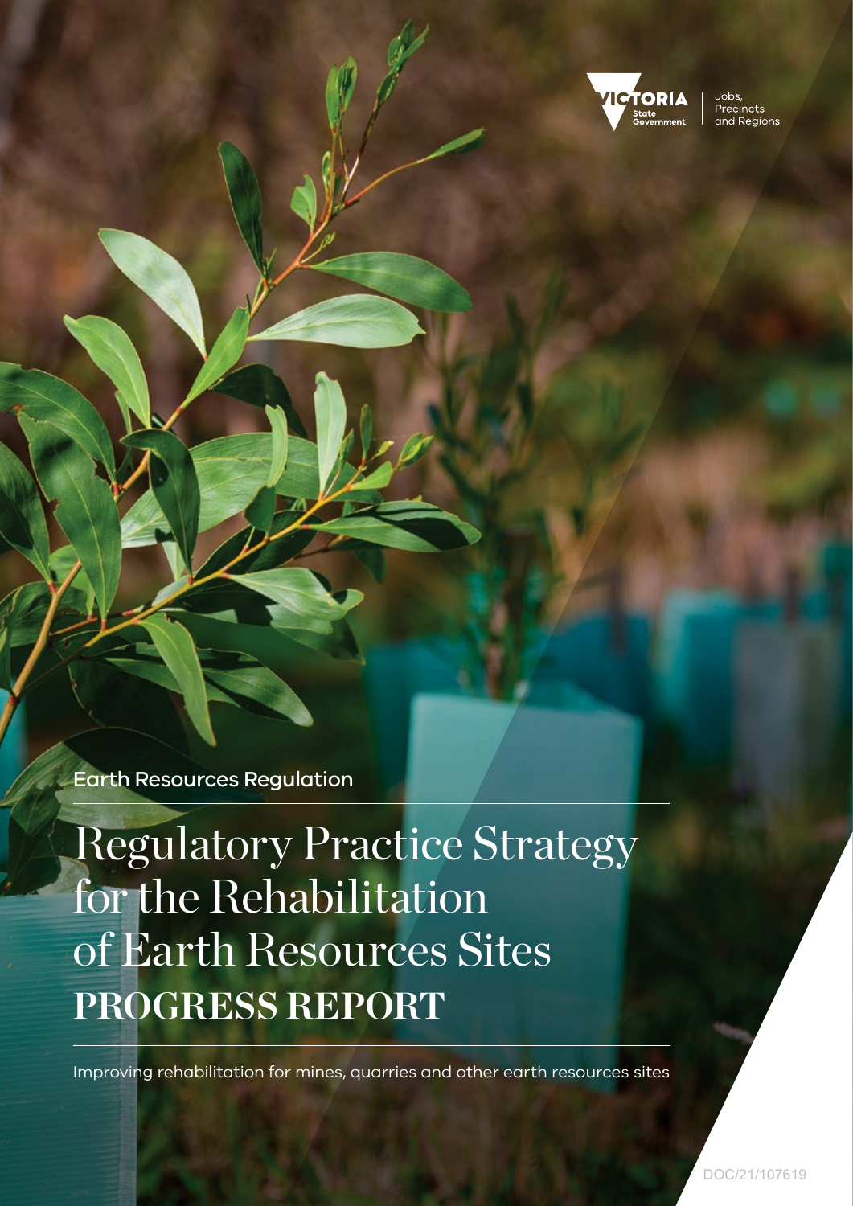VICTORIA State Government | Jobs, Precincts and Regions

Earth Resources Regulation

# Regulatory Practice Strategy for the Rehabilitation of Earth Resources Sites

## PROGRESS REPORT

Improving rehabilitation for mines, quarries and other earth resources sites

DOC/21/107619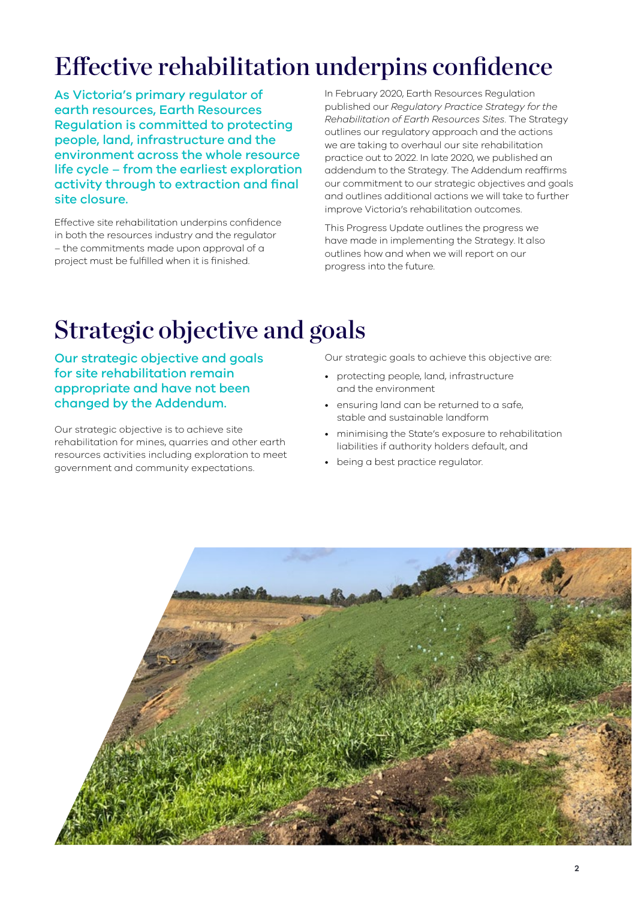# Effective rehabilitation underpins confidence

**As Victoria's primary regulator of earth resources, Earth Resources Regulation is committed to protecting people, land, infrastructure and the environment across the whole resource life cycle – from the earliest exploration activity through to extraction and final site closure.**

Effective site rehabilitation underpins confidence in both the resources industry and the regulator – the commitments made upon approval of a project must be fulfilled when it is finished.

In February 2020, Earth Resources Regulation published our *Regulatory Practice Strategy for the Rehabilitation of Earth Resources Sites*. The Strategy outlines our regulatory approach and the actions we are taking to overhaul our site rehabilitation practice out to 2022. In late 2020, we published an addendum to the Strategy. The Addendum reaffirms our commitment to our strategic objectives and goals and outlines additional actions we will take to further improve Victoria's rehabilitation outcomes.

This Progress Update outlines the progress we have made in implementing the Strategy. It also outlines how and when we will report on our progress into the future.

# Strategic objective and goals

**Our strategic objective and goals for site rehabilitation remain appropriate and have not been changed by the Addendum.**

Our strategic objective is to achieve site rehabilitation for mines, quarries and other earth resources activities including exploration to meet government and community expectations.

Our strategic goals to achieve this objective are:

- protecting people, land, infrastructure and the environment
- ensuring land can be returned to a safe, stable and sustainable landform
- minimising the State's exposure to rehabilitation liabilities if authority holders default, and
- being a best practice regulator.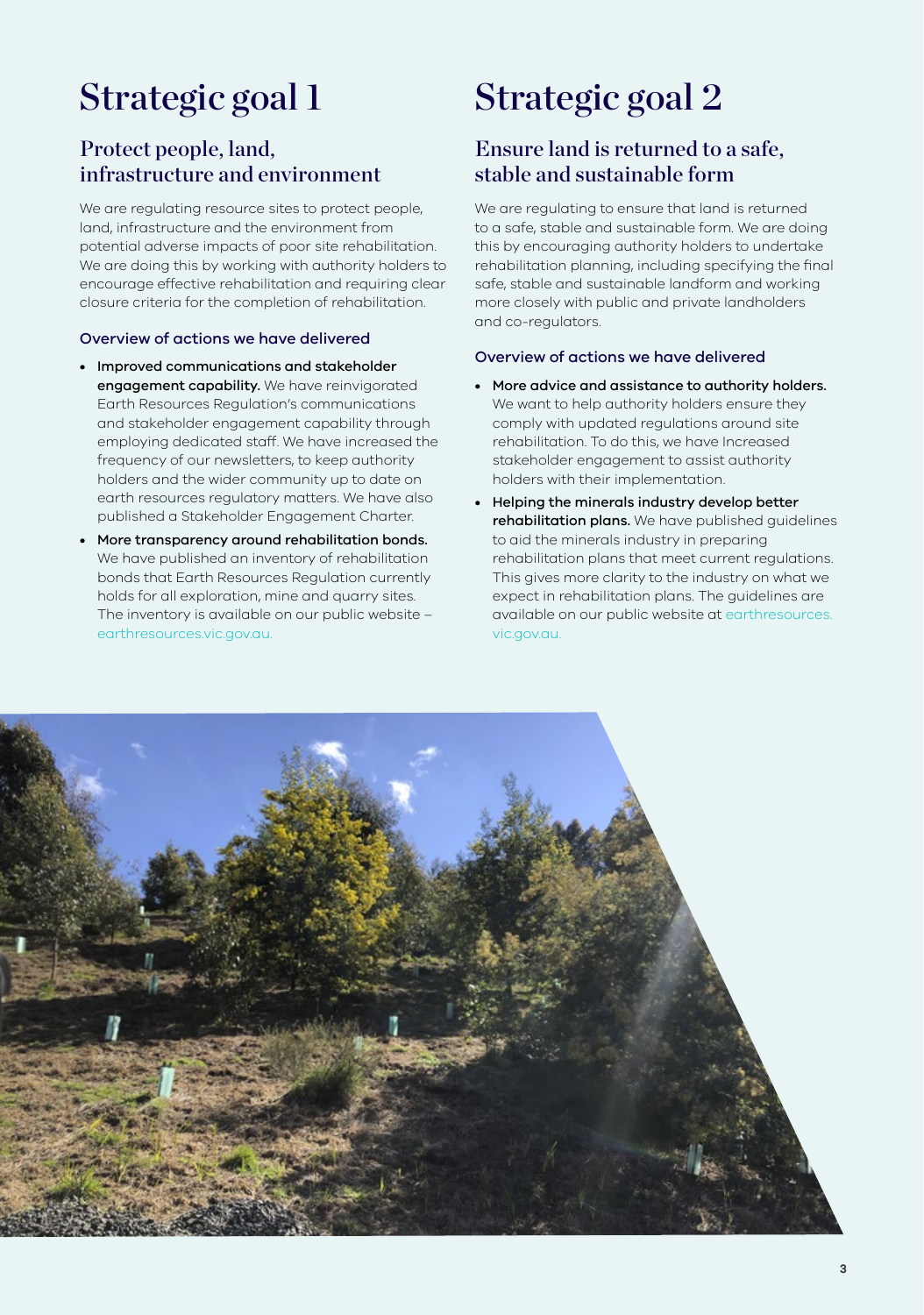# Strategic goal 1

## Protect people, land, infrastructure and environment

We are regulating resource sites to protect people, land, infrastructure and the environment from potential adverse impacts of poor site rehabilitation. We are doing this by working with authority holders to encourage effective rehabilitation and requiring clear closure criteria for the completion of rehabilitation.

### Overview of actions we have delivered

- **Improved communications and stakeholder engagement capability.** We have reinvigorated Earth Resources Regulation's communications and stakeholder engagement capability through employing dedicated staff. We have increased the frequency of our newsletters, to keep authority holders and the wider community up to date on earth resources regulatory matters. We have also published a Stakeholder Engagement Charter.
- **More transparency around rehabilitation bonds.** We have published an inventory of rehabilitation bonds that Earth Resources Regulation currently holds for all exploration, mine and quarry sites. The inventory is available on our public website – earthresources.vic.gov.au.

# Strategic goal 2

## Ensure land is returned to a safe, stable and sustainable form

We are regulating to ensure that land is returned to a safe, stable and sustainable form. We are doing this by encouraging authority holders to undertake rehabilitation planning, including specifying the final safe, stable and sustainable landform and working more closely with public and private landholders and co-regulators.

### Overview of actions we have delivered

- **More advice and assistance to authority holders.** We want to help authority holders ensure they comply with updated regulations around site rehabilitation. To do this, we have Increased stakeholder engagement to assist authority holders with their implementation.
- **Helping the minerals industry develop better rehabilitation plans.** We have published guidelines to aid the minerals industry in preparing rehabilitation plans that meet current regulations. This gives more clarity to the industry on what we expect in rehabilitation plans. The guidelines are available on our public website at earthresources.vic.gov.au.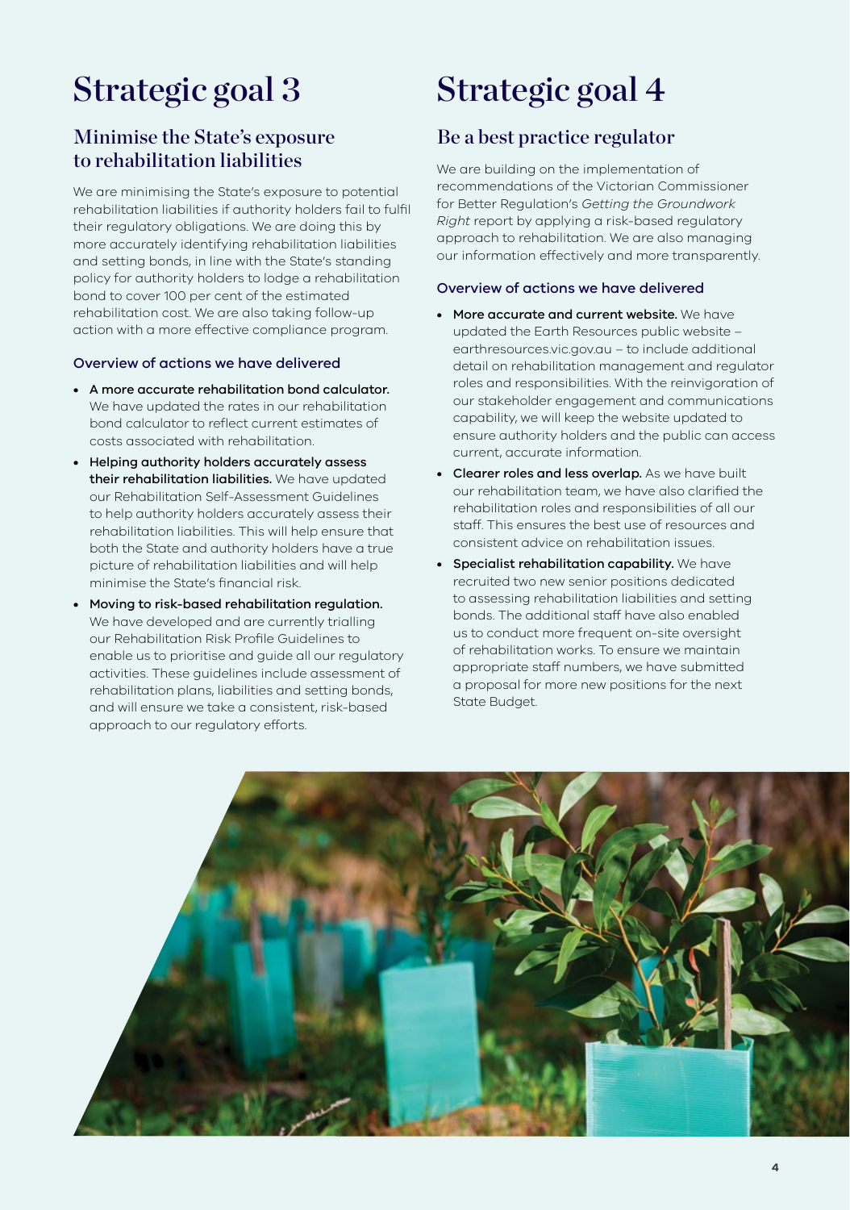# Strategic goal 3

## Minimise the State's exposure to rehabilitation liabilities

We are minimising the State's exposure to potential rehabilitation liabilities if authority holders fail to fulfil their regulatory obligations. We are doing this by more accurately identifying rehabilitation liabilities and setting bonds, in line with the State's standing policy for authority holders to lodge a rehabilitation bond to cover 100 per cent of the estimated rehabilitation cost. We are also taking follow-up action with a more effective compliance program.

### Overview of actions we have delivered

- **A more accurate rehabilitation bond calculator.** We have updated the rates in our rehabilitation bond calculator to reflect current estimates of costs associated with rehabilitation.
- **Helping authority holders accurately assess their rehabilitation liabilities.** We have updated our Rehabilitation Self-Assessment Guidelines to help authority holders accurately assess their rehabilitation liabilities. This will help ensure that both the State and authority holders have a true picture of rehabilitation liabilities and will help minimise the State's financial risk.
- **Moving to risk-based rehabilitation regulation.** We have developed and are currently trialling our Rehabilitation Risk Profile Guidelines to enable us to prioritise and guide all our regulatory activities. These guidelines include assessment of rehabilitation plans, liabilities and setting bonds, and will ensure we take a consistent, risk-based approach to our regulatory efforts.

# Strategic goal 4

## Be a best practice regulator

We are building on the implementation of recommendations of the Victorian Commissioner for Better Regulation's *Getting the Groundwork Right* report by applying a risk-based regulatory approach to rehabilitation. We are also managing our information effectively and more transparently.

### Overview of actions we have delivered

- **More accurate and current website.** We have updated the Earth Resources public website – earthresources.vic.gov.au – to include additional detail on rehabilitation management and regulator roles and responsibilities. With the reinvigoration of our stakeholder engagement and communications capability, we will keep the website updated to ensure authority holders and the public can access current, accurate information.
- **Clearer roles and less overlap.** As we have built our rehabilitation team, we have also clarified the rehabilitation roles and responsibilities of all our staff. This ensures the best use of resources and consistent advice on rehabilitation issues.
- **Specialist rehabilitation capability.** We have recruited two new senior positions dedicated to assessing rehabilitation liabilities and setting bonds. The additional staff have also enabled us to conduct more frequent on-site oversight of rehabilitation works. To ensure we maintain appropriate staff numbers, we have submitted a proposal for more new positions for the next State Budget.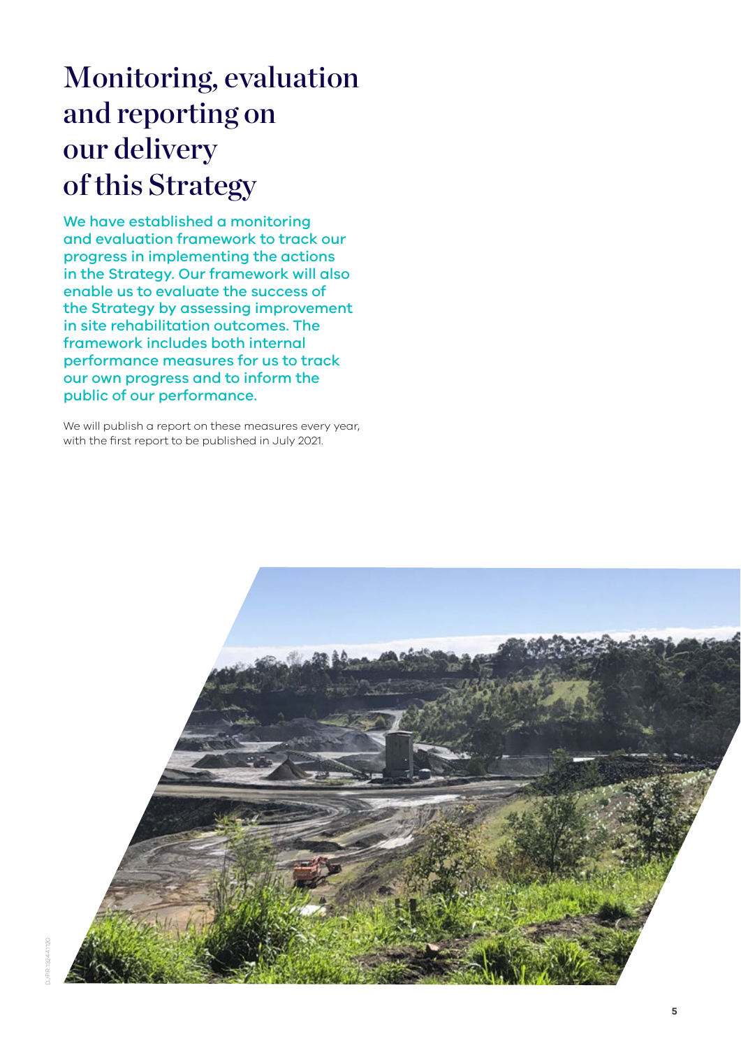# Monitoring, evaluation and reporting on our delivery of this Strategy

**We have established a monitoring and evaluation framework to track our progress in implementing the actions in the Strategy. Our framework will also enable us to evaluate the success of the Strategy by assessing improvement in site rehabilitation outcomes. The framework includes both internal performance measures for us to track our own progress and to inform the public of our performance.**

We will publish a report on these measures every year, with the first report to be published in July 2021.

DJPR 13244120